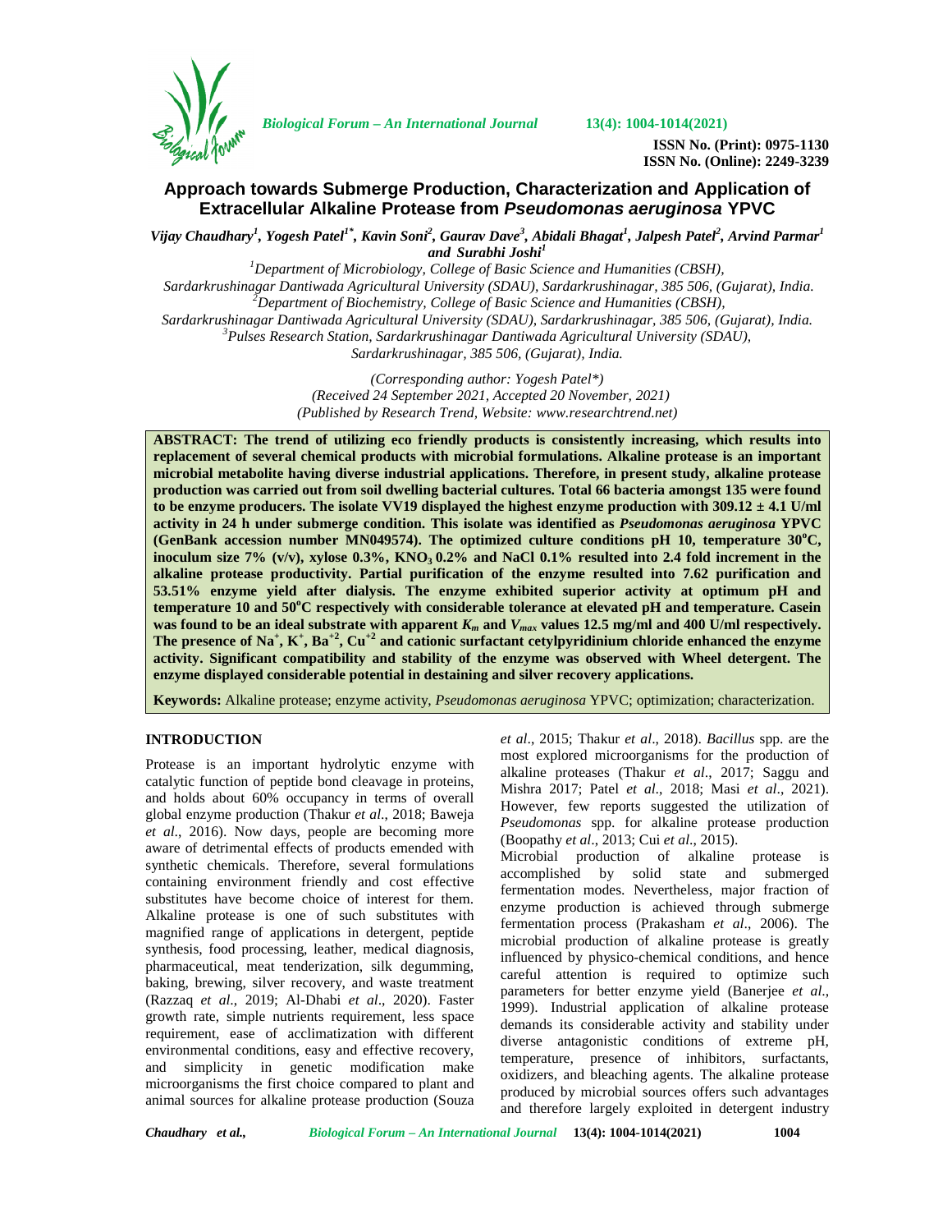# Approach towards Submerge Production, Characterization and Application of Extracellular Alkaline Protease from *Pseudomonas aeruginosa* YPVC

*Vijay Chaudhary*[1], *Yogesh Patel*[1*], *Kavin Soni*[2], *Gaurav Dave*[3], *Abidali Bhagat*[1], *Jalpesh Patel*[2], *Arvind Parmar*[1] *and Surabhi Joshi*[1]

[1]Department of Microbiology, College of Basic Science and Humanities (CBSH), Sardarkrushinagar Dantiwada Agricultural University (SDAU), Sardarkrushinagar, 385 506, (Gujarat), India.
[2]Department of Biochemistry, College of Basic Science and Humanities (CBSH), Sardarkrushinagar Dantiwada Agricultural University (SDAU), Sardarkrushinagar, 385 506, (Gujarat), India.
[3]Pulses Research Station, Sardarkrushinagar Dantiwada Agricultural University (SDAU), Sardarkrushinagar, 385 506, (Gujarat), India.

*(Corresponding author: Yogesh Patel\*)*
*(Received 24 September 2021, Accepted 20 November, 2021)*
*(Published by Research Trend, Website: www.researchtrend.net)*

**ABSTRACT: The trend of utilizing eco friendly products is consistently increasing, which results into replacement of several chemical products with microbial formulations. Alkaline protease is an important microbial metabolite having diverse industrial applications. Therefore, in present study, alkaline protease production was carried out from soil dwelling bacterial cultures. Total 66 bacteria amongst 135 were found to be enzyme producers. The isolate VV19 displayed the highest enzyme production with 309.12 ± 4.1 U/ml activity in 24 h under submerge condition. This isolate was identified as *Pseudomonas aeruginosa* YPVC (GenBank accession number MN049574). The optimized culture conditions pH 10, temperature 30°C, inoculum size 7% (v/v), xylose 0.3%, $KNO_3$ 0.2% and NaCl 0.1% resulted into 2.4 fold increment in the alkaline protease productivity. Partial purification of the enzyme resulted into 7.62 purification and 53.51% enzyme yield after dialysis. The enzyme exhibited superior activity at optimum pH and temperature 10 and 50°C respectively with considerable tolerance at elevated pH and temperature. Casein was found to be an ideal substrate with apparent $K_m$ and $V_{max}$ values 12.5 mg/ml and 400 U/ml respectively. The presence of $Na^+$, $K^+$, $Ba^{+2}$, $Cu^{+2}$ and cationic surfactant cetylpyridinium chloride enhanced the enzyme activity. Significant compatibility and stability of the enzyme was observed with Wheel detergent. The enzyme displayed considerable potential in destaining and silver recovery applications.**

**Keywords:** Alkaline protease; enzyme activity, *Pseudomonas aeruginosa* YPVC; optimization; characterization.

## INTRODUCTION

Protease is an important hydrolytic enzyme with catalytic function of peptide bond cleavage in proteins, and holds about 60% occupancy in terms of overall global enzyme production (Thakur *et al*., 2018; Baweja *et al*., 2016). Now days, people are more aware of detrimental effects of products emended with synthetic chemicals. Therefore, several formulations containing environment friendly and cost effective substitutes have become choice of interest for them. Alkaline protease is one of such substitutes with magnified range of applications in detergent, peptide synthesis, food processing, leather, medical diagnosis, pharmaceutical, meat tenderization, silk degumming, baking, brewing, silver recovery, and waste treatment (Razzaq *et al*., 2019; Al-Dhabi *et al*., 2020). Faster growth rate, simple nutrients requirement, less space requirement, ease of acclimatization with different environmental conditions, easy and effective recovery, and simplicity in genetic modification make microorganisms the first choice compared to plant and animal sources for alkaline protease production (Souza *et al*., 2015; Thakur *et al*., 2018). *Bacillus* spp. are the most explored microorganisms for the production of alkaline proteases (Thakur *et al*., 2017; Saggu and Mishra 2017; Patel *et al*., 2018; Masi *et al*., 2021). However, few reports suggested the utilization of *Pseudomonas* spp. for alkaline protease production (Boopathy *et al*., 2013; Cui *et al*., 2015).

Microbial production of alkaline protease is accomplished by solid state and submerged fermentation modes. Nevertheless, major fraction of enzyme production is achieved through submerge fermentation process (Prakasham *et al*., 2006). The microbial production of alkaline protease is greatly influenced by physico-chemical conditions, and hence careful attention is required to optimize such parameters for better enzyme yield (Banerjee *et al*., 1999). Industrial application of alkaline protease demands its considerable activity and stability under diverse antagonistic conditions of extreme pH, temperature, presence of inhibitors, surfactants, oxidizers, and bleaching agents. The alkaline protease produced by microbial sources offers such advantages and therefore largely exploited in detergent industry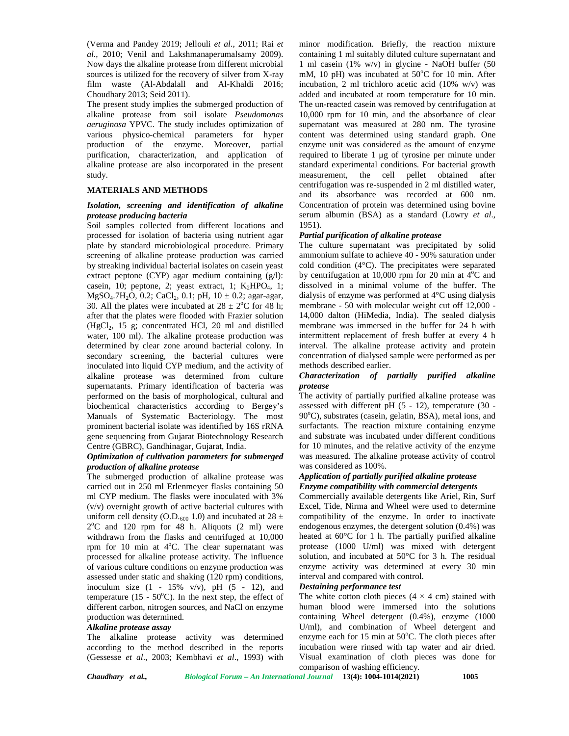(Verma and Pandey 2019; Jellouli *et al*., 2011; Rai *et al*., 2010; Venil and Lakshmanaperumalsamy 2009). Now days the alkaline protease from different microbial sources is utilized for the recovery of silver from X-ray film waste (Al-Abdalall and Al-Khaldi 2016; Choudhary 2013; Seid 2011).

The present study implies the submerged production of alkaline protease from soil isolate *Pseudomonas aeruginosa* YPVC. The study includes optimization of various physico-chemical parameters for hyper production of the enzyme. Moreover, partial purification, characterization, and application of alkaline protease are also incorporated in the present study.

## MATERIALS AND METHODS

### *Isolation, screening and identification of alkaline protease producing bacteria*

Soil samples collected from different locations and processed for isolation of bacteria using nutrient agar plate by standard microbiological procedure. Primary screening of alkaline protease production was carried by streaking individual bacterial isolates on casein yeast extract peptone (CYP) agar medium containing (g/l): casein, 10; peptone, 2; yeast extract, 1; $K_2HPO_4$, 1; $MgSO_4.7H_2O$, 0.2; $CaCl_2$, 0.1; pH, 10 ± 0.2; agar-agar, 30. All the plates were incubated at 28 ± 2°C for 48 h; after that the plates were flooded with Frazier solution ($HgCl_2$, 15 g; concentrated HCl, 20 ml and distilled water, 100 ml). The alkaline protease production was determined by clear zone around bacterial colony. In secondary screening, the bacterial cultures were inoculated into liquid CYP medium, and the activity of alkaline protease was determined from culture supernatants. Primary identification of bacteria was performed on the basis of morphological, cultural and biochemical characteristics according to Bergey's Manuals of Systematic Bacteriology. The most prominent bacterial isolate was identified by 16S rRNA gene sequencing from Gujarat Biotechnology Research Centre (GBRC), Gandhinagar, Gujarat, India.

### *Optimization of cultivation parameters for submerged production of alkaline protease*

The submerged production of alkaline protease was carried out in 250 ml Erlenmeyer flasks containing 50 ml CYP medium. The flasks were inoculated with 3% (v/v) overnight growth of active bacterial cultures with uniform cell density ($O.D._{600}$ 1.0) and incubated at 28 ± 2°C and 120 rpm for 48 h. Aliquots (2 ml) were withdrawn from the flasks and centrifuged at 10,000 rpm for 10 min at 4°C. The clear supernatant was processed for alkaline protease activity. The influence of various culture conditions on enzyme production was assessed under static and shaking (120 rpm) conditions, inoculum size (1 - 15% v/v), pH (5 - 12), and temperature (15 - 50°C). In the next step, the effect of different carbon, nitrogen sources, and NaCl on enzyme production was determined.

### *Alkaline protease assay*

The alkaline protease activity was determined according to the method described in the reports (Gessesse *et al*., 2003; Kembhavi *et al*., 1993) with minor modification. Briefly, the reaction mixture containing 1 ml suitably diluted culture supernatant and 1 ml casein (1% w/v) in glycine - NaOH buffer (50 mM, 10 pH) was incubated at 50°C for 10 min. After incubation, 2 ml trichloro acetic acid (10% w/v) was added and incubated at room temperature for 10 min. The un-reacted casein was removed by centrifugation at 10,000 rpm for 10 min, and the absorbance of clear supernatant was measured at 280 nm. The tyrosine content was determined using standard graph. One enzyme unit was considered as the amount of enzyme required to liberate 1 µg of tyrosine per minute under standard experimental conditions. For bacterial growth measurement, the cell pellet obtained after centrifugation was re-suspended in 2 ml distilled water, and its absorbance was recorded at 600 nm. Concentration of protein was determined using bovine serum albumin (BSA) as a standard (Lowry *et al*., 1951).

### *Partial purification of alkaline protease*

The culture supernatant was precipitated by solid ammonium sulfate to achieve 40 - 90% saturation under cold condition (4°C). The precipitates were separated by centrifugation at 10,000 rpm for 20 min at 4°C and dissolved in a minimal volume of the buffer. The dialysis of enzyme was performed at 4°C using dialysis membrane - 50 with molecular weight cut off 12,000 - 14,000 dalton (HiMedia, India). The sealed dialysis membrane was immersed in the buffer for 24 h with intermittent replacement of fresh buffer at every 4 h interval. The alkaline protease activity and protein concentration of dialysed sample were performed as per methods described earlier.

### *Characterization of partially purified alkaline protease*

The activity of partially purified alkaline protease was assessed with different pH (5 - 12), temperature (30 - 90°C), substrates (casein, gelatin, BSA), metal ions, and surfactants. The reaction mixture containing enzyme and substrate was incubated under different conditions for 10 minutes, and the relative activity of the enzyme was measured. The alkaline protease activity of control was considered as 100%.

### *Application of partially purified alkaline protease*

#### *Enzyme compatibility with commercial detergents*

Commercially available detergents like Ariel, Rin, Surf Excel, Tide, Nirma and Wheel were used to determine compatibility of the enzyme. In order to inactivate endogenous enzymes, the detergent solution (0.4%) was heated at 60°C for 1 h. The partially purified alkaline protease (1000 U/ml) was mixed with detergent solution, and incubated at 50°C for 3 h. The residual enzyme activity was determined at every 30 min interval and compared with control.

#### *Destaining performance test*

The white cotton cloth pieces (4 × 4 cm) stained with human blood were immersed into the solutions containing Wheel detergent (0.4%), enzyme (1000 U/ml), and combination of Wheel detergent and enzyme each for 15 min at 50°C. The cloth pieces after incubation were rinsed with tap water and air dried. Visual examination of cloth pieces was done for comparison of washing efficiency.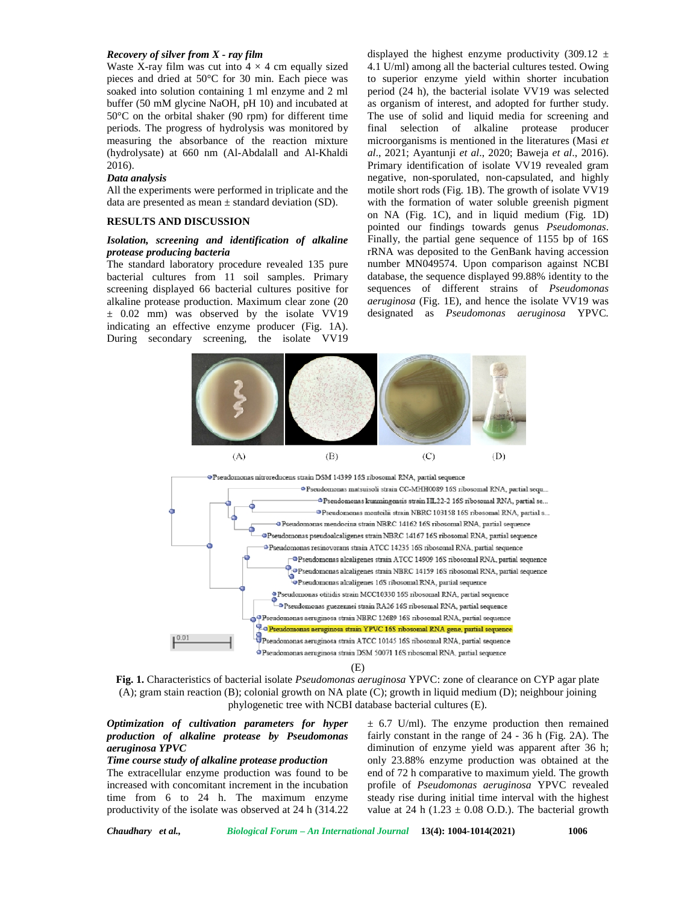### *Recovery of silver from X - ray film*

Waste X-ray film was cut into 4 × 4 cm equally sized pieces and dried at 50°C for 30 min. Each piece was soaked into solution containing 1 ml enzyme and 2 ml buffer (50 mM glycine NaOH, pH 10) and incubated at 50°C on the orbital shaker (90 rpm) for different time periods. The progress of hydrolysis was monitored by measuring the absorbance of the reaction mixture (hydrolysate) at 660 nm (Al-Abdalall and Al-Khaldi 2016).

### *Data analysis*

All the experiments were performed in triplicate and the data are presented as mean ± standard deviation (SD).

## RESULTS AND DISCUSSION

### *Isolation, screening and identification of alkaline protease producing bacteria*

The standard laboratory procedure revealed 135 pure bacterial cultures from 11 soil samples. Primary screening displayed 66 bacterial cultures positive for alkaline protease production. Maximum clear zone (20 ± 0.02 mm) was observed by the isolate VV19 indicating an effective enzyme producer (Fig. 1A). During secondary screening, the isolate VV19 displayed the highest enzyme productivity (309.12 ± 4.1 U/ml) among all the bacterial cultures tested. Owing to superior enzyme yield within shorter incubation period (24 h), the bacterial isolate VV19 was selected as organism of interest, and adopted for further study. The use of solid and liquid media for screening and final selection of alkaline protease producer microorganisms is mentioned in the literatures (Masi *et al*., 2021; Ayantunji *et al*., 2020; Baweja *et al*., 2016). Primary identification of isolate VV19 revealed gram negative, non-sporulated, non-capsulated, and highly motile short rods (Fig. 1B). The growth of isolate VV19 with the formation of water soluble greenish pigment on NA (Fig. 1C), and in liquid medium (Fig. 1D) pointed our findings towards genus *Pseudomonas*. Finally, the partial gene sequence of 1155 bp of 16S rRNA was deposited to the GenBank having accession number MN049574. Upon comparison against NCBI database, the sequence displayed 99.88% identity to the sequences of different strains of *Pseudomonas aeruginosa* (Fig. 1E), and hence the isolate VV19 was designated as *Pseudomonas aeruginosa* YPVC.

**Fig. 1.** Characteristics of bacterial isolate *Pseudomonas aeruginosa* YPVC: zone of clearance on CYP agar plate (A); gram stain reaction (B); colonial growth on NA plate (C); growth in liquid medium (D); neighbour joining phylogenetic tree with NCBI database bacterial cultures (E).

### *Optimization of cultivation parameters for hyper production of alkaline protease by Pseudomonas aeruginosa YPVC*

### *Time course study of alkaline protease production*

The extracellular enzyme production was found to be increased with concomitant increment in the incubation time from 6 to 24 h. The maximum enzyme productivity of the isolate was observed at 24 h (314.22 ± 6.7 U/ml). The enzyme production then remained fairly constant in the range of 24 - 36 h (Fig. 2A). The diminution of enzyme yield was apparent after 36 h; only 23.88% enzyme production was obtained at the end of 72 h comparative to maximum yield. The growth profile of *Pseudomonas aeruginosa* YPVC revealed steady rise during initial time interval with the highest value at 24 h (1.23 ± 0.08 O.D.). The bacterial growth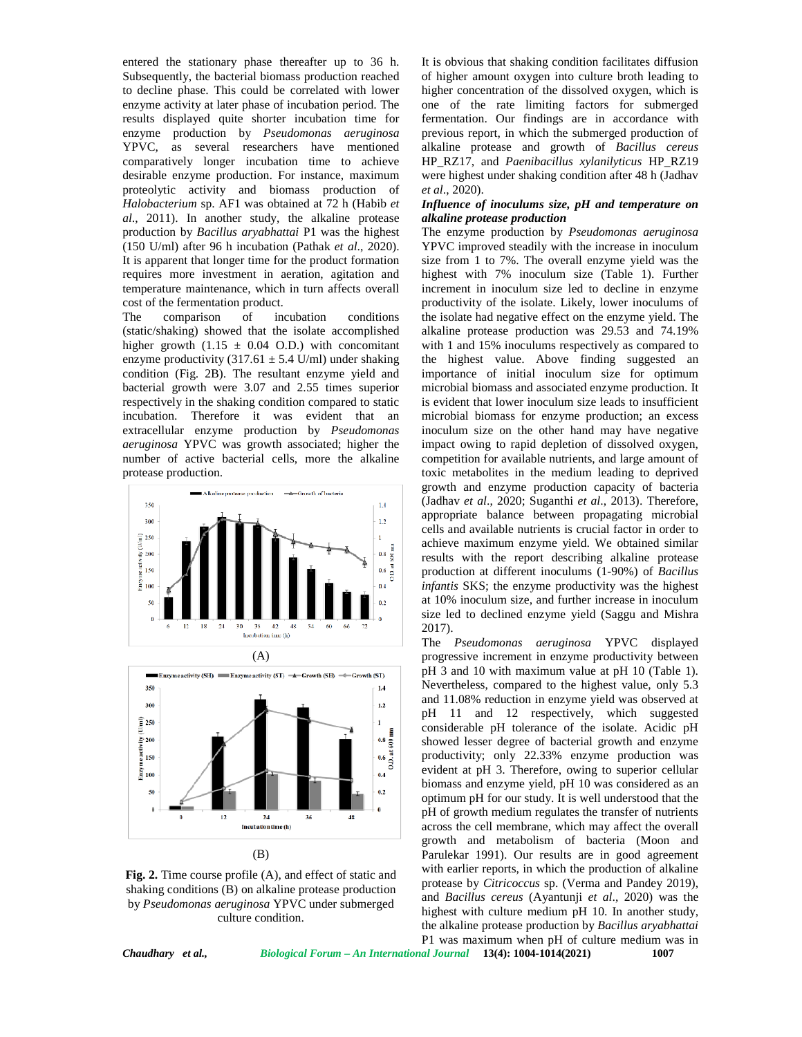entered the stationary phase thereafter up to 36 h. Subsequently, the bacterial biomass production reached to decline phase. This could be correlated with lower enzyme activity at later phase of incubation period. The results displayed quite shorter incubation time for enzyme production by *Pseudomonas aeruginosa* YPVC, as several researchers have mentioned comparatively longer incubation time to achieve desirable enzyme production. For instance, maximum proteolytic activity and biomass production of *Halobacterium* sp. AF1 was obtained at 72 h (Habib *et al*., 2011). In another study, the alkaline protease production by *Bacillus aryabhattai* P1 was the highest (150 U/ml) after 96 h incubation (Pathak *et al*., 2020). It is apparent that longer time for the product formation requires more investment in aeration, agitation and temperature maintenance, which in turn affects overall cost of the fermentation product.

The comparison of incubation conditions (static/shaking) showed that the isolate accomplished higher growth ($1.15 \pm 0.04$ O.D.) with concomitant enzyme productivity ($317.61 \pm 5.4$ U/ml) under shaking condition (Fig. 2B). The resultant enzyme yield and bacterial growth were 3.07 and 2.55 times superior respectively in the shaking condition compared to static incubation. Therefore it was evident that an extracellular enzyme production by *Pseudomonas aeruginosa* YPVC was growth associated; higher the number of active bacterial cells, more the alkaline protease production.

(A)

(B)

**Fig. 2.** Time course profile (A), and effect of static and shaking conditions (B) on alkaline protease production by *Pseudomonas aeruginosa* YPVC under submerged culture condition.

It is obvious that shaking condition facilitates diffusion of higher amount oxygen into culture broth leading to higher concentration of the dissolved oxygen, which is one of the rate limiting factors for submerged fermentation. Our findings are in accordance with previous report, in which the submerged production of alkaline protease and growth of *Bacillus cereus* HP_RZ17, and *Paenibacillus xylanilyticus* HP_RZ19 were highest under shaking condition after 48 h (Jadhav *et al*., 2020).

***Influence of inoculums size, pH and temperature on alkaline protease production***

The enzyme production by *Pseudomonas aeruginosa* YPVC improved steadily with the increase in inoculum size from 1 to 7%. The overall enzyme yield was the highest with 7% inoculum size (Table 1). Further increment in inoculum size led to decline in enzyme productivity of the isolate. Likely, lower inoculums of the isolate had negative effect on the enzyme yield. The alkaline protease production was 29.53 and 74.19% with 1 and 15% inoculums respectively as compared to the highest value. Above finding suggested an importance of initial inoculum size for optimum microbial biomass and associated enzyme production. It is evident that lower inoculum size leads to insufficient microbial biomass for enzyme production; an excess inoculum size on the other hand may have negative impact owing to rapid depletion of dissolved oxygen, competition for available nutrients, and large amount of toxic metabolites in the medium leading to deprived growth and enzyme production capacity of bacteria (Jadhav *et al*., 2020; Suganthi *et al*., 2013). Therefore, appropriate balance between propagating microbial cells and available nutrients is crucial factor in order to achieve maximum enzyme yield. We obtained similar results with the report describing alkaline protease production at different inoculums (1-90%) of *Bacillus infantis* SKS; the enzyme productivity was the highest at 10% inoculum size, and further increase in inoculum size led to declined enzyme yield (Saggu and Mishra 2017).

The *Pseudomonas aeruginosa* YPVC displayed progressive increment in enzyme productivity between pH 3 and 10 with maximum value at pH 10 (Table 1). Nevertheless, compared to the highest value, only 5.3 and 11.08% reduction in enzyme yield was observed at pH 11 and 12 respectively, which suggested considerable pH tolerance of the isolate. Acidic pH showed lesser degree of bacterial growth and enzyme productivity; only 22.33% enzyme production was evident at pH 3. Therefore, owing to superior cellular biomass and enzyme yield, pH 10 was considered as an optimum pH for our study. It is well understood that the pH of growth medium regulates the transfer of nutrients across the cell membrane, which may affect the overall growth and metabolism of bacteria (Moon and Parulekar 1991). Our results are in good agreement with earlier reports, in which the production of alkaline protease by *Citricoccus* sp. (Verma and Pandey 2019), and *Bacillus cereus* (Ayantunji *et al*., 2020) was the highest with culture medium pH 10. In another study, the alkaline protease production by *Bacillus aryabhattai* P1 was maximum when pH of culture medium was in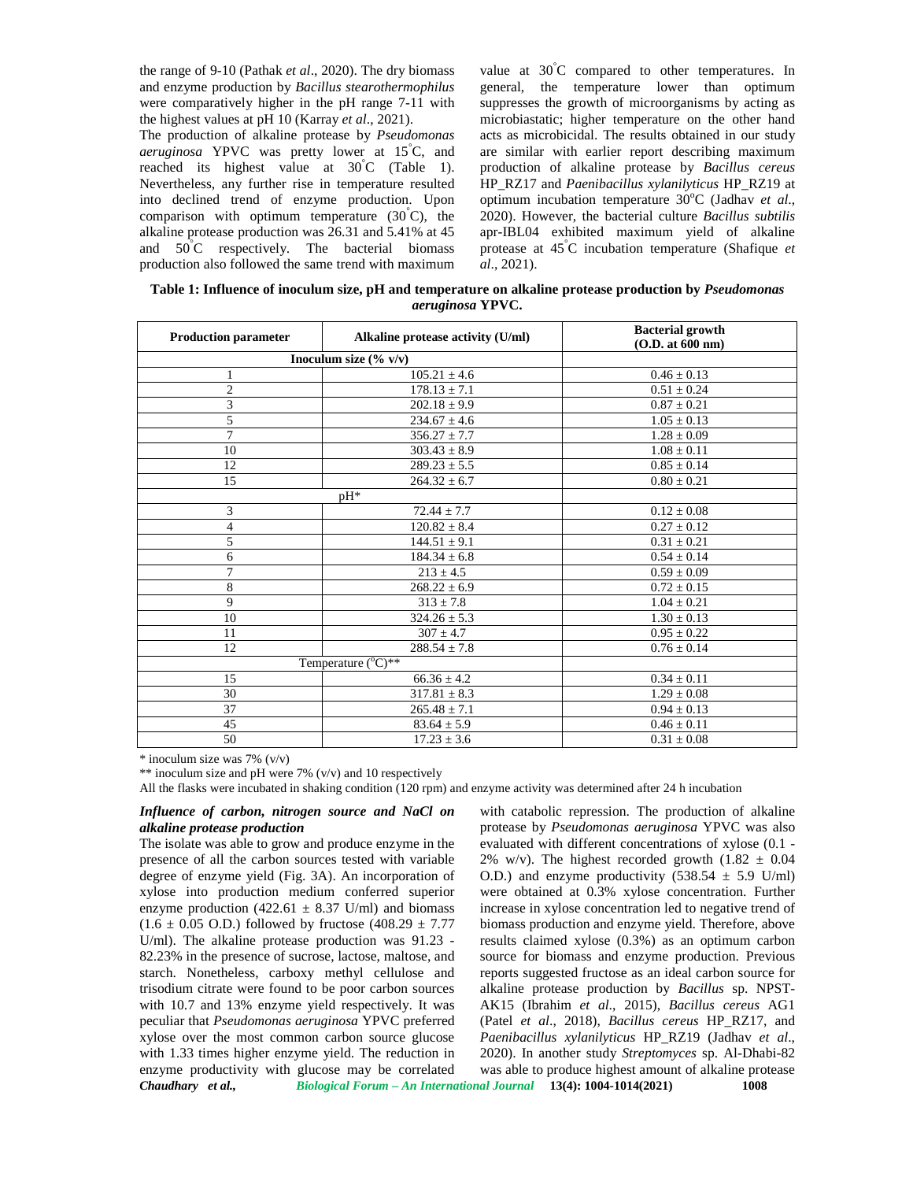the range of 9-10 (Pathak *et al*., 2020). The dry biomass and enzyme production by *Bacillus stearothermophilus* were comparatively higher in the pH range 7-11 with the highest values at pH 10 (Karray *et al*., 2021).

The production of alkaline protease by *Pseudomonas aeruginosa* YPVC was pretty lower at 15°C, and reached its highest value at 30°C (Table 1). Nevertheless, any further rise in temperature resulted into declined trend of enzyme production. Upon comparison with optimum temperature (30°C), the alkaline protease production was 26.31 and 5.41% at 45 and 50°C respectively. The bacterial biomass production also followed the same trend with maximum value at 30°C compared to other temperatures. In general, the temperature lower than optimum suppresses the growth of microorganisms by acting as microbiastatic; higher temperature on the other hand acts as microbicidal. The results obtained in our study are similar with earlier report describing maximum production of alkaline protease by *Bacillus cereus* HP_RZ17 and *Paenibacillus xylanilyticus* HP_RZ19 at optimum incubation temperature 30°C (Jadhav *et al*., 2020). However, the bacterial culture *Bacillus subtilis* apr-IBL04 exhibited maximum yield of alkaline protease at 45°C incubation temperature (Shafique *et al*., 2021).

**Table 1: Influence of inoculum size, pH and temperature on alkaline protease production by *Pseudomonas aeruginosa* YPVC.**

| Production parameter | Alkaline protease activity (U/ml) | Bacterial growth (O.D. at 600 nm) |
|---|---|---|
| Inoculum size (% v/v) | | |
| 1 | 105.21 ± 4.6 | 0.46 ± 0.13 |
| 2 | 178.13 ± 7.1 | 0.51 ± 0.24 |
| 3 | 202.18 ± 9.9 | 0.87 ± 0.21 |
| 5 | 234.67 ± 4.6 | 1.05 ± 0.13 |
| 7 | 356.27 ± 7.7 | 1.28 ± 0.09 |
| 10 | 303.43 ± 8.9 | 1.08 ± 0.11 |
| 12 | 289.23 ± 5.5 | 0.85 ± 0.14 |
| 15 | 264.32 ± 6.7 | 0.80 ± 0.21 |
| pH* | | |
| 3 | 72.44 ± 7.7 | 0.12 ± 0.08 |
| 4 | 120.82 ± 8.4 | 0.27 ± 0.12 |
| 5 | 144.51 ± 9.1 | 0.31 ± 0.21 |
| 6 | 184.34 ± 6.8 | 0.54 ± 0.14 |
| 7 | 213 ± 4.5 | 0.59 ± 0.09 |
| 8 | 268.22 ± 6.9 | 0.72 ± 0.15 |
| 9 | 313 ± 7.8 | 1.04 ± 0.21 |
| 10 | 324.26 ± 5.3 | 1.30 ± 0.13 |
| 11 | 307 ± 4.7 | 0.95 ± 0.22 |
| 12 | 288.54 ± 7.8 | 0.76 ± 0.14 |
| Temperature (°C)** | | |
| 15 | 66.36 ± 4.2 | 0.34 ± 0.11 |
| 30 | 317.81 ± 8.3 | 1.29 ± 0.08 |
| 37 | 265.48 ± 7.1 | 0.94 ± 0.13 |
| 45 | 83.64 ± 5.9 | 0.46 ± 0.11 |
| 50 | 17.23 ± 3.6 | 0.31 ± 0.08 |

\* inoculum size was 7% (v/v)

\*\* inoculum size and pH were 7% (v/v) and 10 respectively

All the flasks were incubated in shaking condition (120 rpm) and enzyme activity was determined after 24 h incubation

### *Influence of carbon, nitrogen source and NaCl on alkaline protease production*

The isolate was able to grow and produce enzyme in the presence of all the carbon sources tested with variable degree of enzyme yield (Fig. 3A). An incorporation of xylose into production medium conferred superior enzyme production (422.61 ± 8.37 U/ml) and biomass (1.6 ± 0.05 O.D.) followed by fructose (408.29 ± 7.77 U/ml). The alkaline protease production was 91.23 - 82.23% in the presence of sucrose, lactose, maltose, and starch. Nonetheless, carboxy methyl cellulose and trisodium citrate were found to be poor carbon sources with 10.7 and 13% enzyme yield respectively. It was peculiar that *Pseudomonas aeruginosa* YPVC preferred xylose over the most common carbon source glucose with 1.33 times higher enzyme yield. The reduction in enzyme productivity with glucose may be correlated with catabolic repression. The production of alkaline protease by *Pseudomonas aeruginosa* YPVC was also evaluated with different concentrations of xylose (0.1 - 2% w/v). The highest recorded growth (1.82 ± 0.04 O.D.) and enzyme productivity (538.54 ± 5.9 U/ml) were obtained at 0.3% xylose concentration. Further increase in xylose concentration led to negative trend of biomass production and enzyme yield. Therefore, above results claimed xylose (0.3%) as an optimum carbon source for biomass and enzyme production. Previous reports suggested fructose as an ideal carbon source for alkaline protease production by *Bacillus* sp. NPST-AK15 (Ibrahim *et al*., 2015), *Bacillus cereus* AG1 (Patel *et al*., 2018), *Bacillus cereus* HP_RZ17, and *Paenibacillus xylanilyticus* HP_RZ19 (Jadhav *et al*., 2020). In another study *Streptomyces* sp. Al-Dhabi-82 was able to produce highest amount of alkaline protease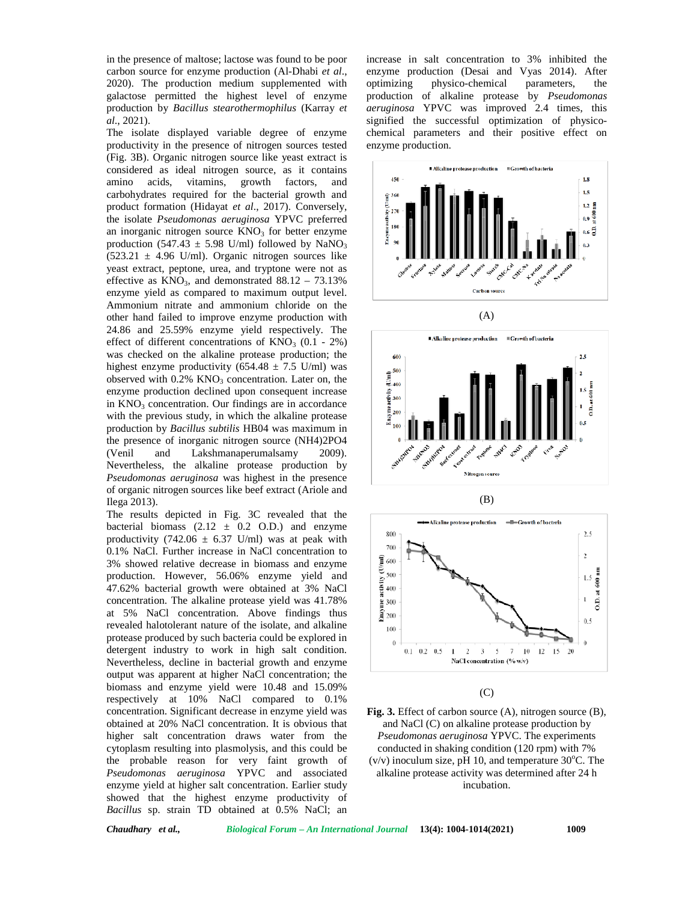in the presence of maltose; lactose was found to be poor carbon source for enzyme production (Al-Dhabi *et al*., 2020). The production medium supplemented with galactose permitted the highest level of enzyme production by *Bacillus stearothermophilus* (Karray *et al*., 2021).

The isolate displayed variable degree of enzyme productivity in the presence of nitrogen sources tested (Fig. 3B). Organic nitrogen source like yeast extract is considered as ideal nitrogen source, as it contains amino acids, vitamins, growth factors, and carbohydrates required for the bacterial growth and product formation (Hidayat *et al*., 2017). Conversely, the isolate *Pseudomonas aeruginosa* YPVC preferred an inorganic nitrogen source $KNO_3$ for better enzyme production (547.43 ± 5.98 U/ml) followed by $NaNO_3$ (523.21 ± 4.96 U/ml). Organic nitrogen sources like yeast extract, peptone, urea, and tryptone were not as effective as $KNO_3$, and demonstrated 88.12 – 73.13% enzyme yield as compared to maximum output level. Ammonium nitrate and ammonium chloride on the other hand failed to improve enzyme production with 24.86 and 25.59% enzyme yield respectively. The effect of different concentrations of $KNO_3$ (0.1 - 2%) was checked on the alkaline protease production; the highest enzyme productivity (654.48 ± 7.5 U/ml) was observed with 0.2% $KNO_3$ concentration. Later on, the enzyme production declined upon consequent increase in $KNO_3$ concentration. Our findings are in accordance with the previous study, in which the alkaline protease production by *Bacillus subtilis* HB04 was maximum in the presence of inorganic nitrogen source (NH4)2PO4 (Venil and Lakshmanaperumalsamy 2009). Nevertheless, the alkaline protease production by *Pseudomonas aeruginosa* was highest in the presence of organic nitrogen sources like beef extract (Ariole and Ilega 2013).

The results depicted in Fig. 3C revealed that the bacterial biomass (2.12 ± 0.2 O.D.) and enzyme productivity (742.06 ± 6.37 U/ml) was at peak with 0.1% NaCl. Further increase in NaCl concentration to 3% showed relative decrease in biomass and enzyme production. However, 56.06% enzyme yield and 47.62% bacterial growth were obtained at 3% NaCl concentration. The alkaline protease yield was 41.78% at 5% NaCl concentration. Above findings thus revealed halotolerant nature of the isolate, and alkaline protease produced by such bacteria could be explored in detergent industry to work in high salt condition. Nevertheless, decline in bacterial growth and enzyme output was apparent at higher NaCl concentration; the biomass and enzyme yield were 10.48 and 15.09% respectively at 10% NaCl compared to 0.1% concentration. Significant decrease in enzyme yield was obtained at 20% NaCl concentration. It is obvious that higher salt concentration draws water from the cytoplasm resulting into plasmolysis, and this could be the probable reason for very faint growth of *Pseudomonas aeruginosa* YPVC and associated enzyme yield at higher salt concentration. Earlier study showed that the highest enzyme productivity of *Bacillus* sp. strain TD obtained at 0.5% NaCl; an increase in salt concentration to 3% inhibited the enzyme production (Desai and Vyas 2014). After optimizing physico-chemical parameters, the production of alkaline protease by *Pseudomonas aeruginosa* YPVC was improved 2.4 times, this signified the successful optimization of physico-chemical parameters and their positive effect on enzyme production.

(A)

(B)

(C)

**Fig. 3.** Effect of carbon source (A), nitrogen source (B), and NaCl (C) on alkaline protease production by *Pseudomonas aeruginosa* YPVC. The experiments conducted in shaking condition (120 rpm) with 7% (v/v) inoculum size, pH 10, and temperature 30°C. The alkaline protease activity was determined after 24 h incubation.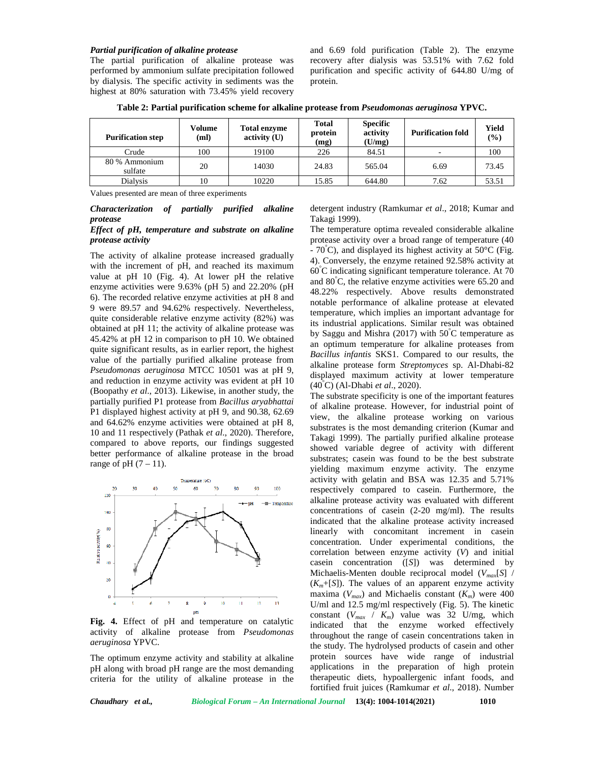### *Partial purification of alkaline protease*

The partial purification of alkaline protease was performed by ammonium sulfate precipitation followed by dialysis. The specific activity in sediments was the highest at 80% saturation with 73.45% yield recovery and 6.69 fold purification (Table 2). The enzyme recovery after dialysis was 53.51% with 7.62 fold purification and specific activity of 644.80 U/mg of protein.

**Table 2: Partial purification scheme for alkaline protease from *Pseudomonas aeruginosa* YPVC.**

| Purification step | Volume (ml) | Total enzyme activity (U) | Total protein (mg) | Specific activity (U/mg) | Purification fold | Yield (%) |
|---|---|---|---|---|---|---|
| Crude | 100 | 19100 | 226 | 84.51 | - | 100 |
| 80 % Ammonium sulfate | 20 | 14030 | 24.83 | 565.04 | 6.69 | 73.45 |
| Dialysis | 10 | 10220 | 15.85 | 644.80 | 7.62 | 53.51 |

Values presented are mean of three experiments

### *Characterization of partially purified alkaline protease*

#### *Effect of pH, temperature and substrate on alkaline protease activity*

The activity of alkaline protease increased gradually with the increment of pH, and reached its maximum value at pH 10 (Fig. 4). At lower pH the relative enzyme activities were 9.63% (pH 5) and 22.20% (pH 6). The recorded relative enzyme activities at pH 8 and 9 were 89.57 and 94.62% respectively. Nevertheless, quite considerable relative enzyme activity (82%) was obtained at pH 11; the activity of alkaline protease was 45.42% at pH 12 in comparison to pH 10. We obtained quite significant results, as in earlier report, the highest value of the partially purified alkaline protease from *Pseudomonas aeruginosa* MTCC 10501 was at pH 9, and reduction in enzyme activity was evident at pH 10 (Boopathy *et al*., 2013). Likewise, in another study, the partially purified P1 protease from *Bacillus aryabhattai* P1 displayed highest activity at pH 9, and 90.38, 62.69 and 64.62% enzyme activities were obtained at pH 8, 10 and 11 respectively (Pathak *et al*., 2020). Therefore, compared to above reports, our findings suggested better performance of alkaline protease in the broad range of pH (7 – 11).

**Fig. 4.** Effect of pH and temperature on catalytic activity of alkaline protease from *Pseudomonas aeruginosa* YPVC.

The optimum enzyme activity and stability at alkaline pH along with broad pH range are the most demanding criteria for the utility of alkaline protease in the detergent industry (Ramkumar *et al*., 2018; Kumar and Takagi 1999).

The temperature optima revealed considerable alkaline protease activity over a broad range of temperature (40 - 70°C), and displayed its highest activity at 50°C (Fig. 4). Conversely, the enzyme retained 92.58% activity at 60°C indicating significant temperature tolerance. At 70 and 80°C, the relative enzyme activities were 65.20 and 48.22% respectively. Above results demonstrated notable performance of alkaline protease at elevated temperature, which implies an important advantage for its industrial applications. Similar result was obtained by Saggu and Mishra (2017) with 50°C temperature as an optimum temperature for alkaline proteases from *Bacillus infantis* SKS1. Compared to our results, the alkaline protease form *Streptomyces* sp. Al-Dhabi-82 displayed maximum activity at lower temperature (40°C) (Al-Dhabi *et al*., 2020).

The substrate specificity is one of the important features of alkaline protease. However, for industrial point of view, the alkaline protease working on various substrates is the most demanding criterion (Kumar and Takagi 1999). The partially purified alkaline protease showed variable degree of activity with different substrates; casein was found to be the best substrate yielding maximum enzyme activity. The enzyme activity with gelatin and BSA was 12.35 and 5.71% respectively compared to casein. Furthermore, the alkaline protease activity was evaluated with different concentrations of casein (2-20 mg/ml). The results indicated that the alkaline protease activity increased linearly with concomitant increment in casein concentration. Under experimental conditions, the correlation between enzyme activity ($V$) and initial casein concentration ([$S$]) was determined by Michaelis-Menten double reciprocal model ($V_{max}[S]$ / ($K_m$+[$S$]). The values of an apparent enzyme activity maxima ($V_{max}$) and Michaelis constant ($K_m$) were 400 U/ml and 12.5 mg/ml respectively (Fig. 5). The kinetic constant ($V_{max}$ / $K_m$) value was 32 U/mg, which indicated that the enzyme worked effectively throughout the range of casein concentrations taken in the study. The hydrolysed products of casein and other protein sources have wide range of industrial applications in the preparation of high protein therapeutic diets, hypoallergenic infant foods, and fortified fruit juices (Ramkumar *et al*., 2018). Number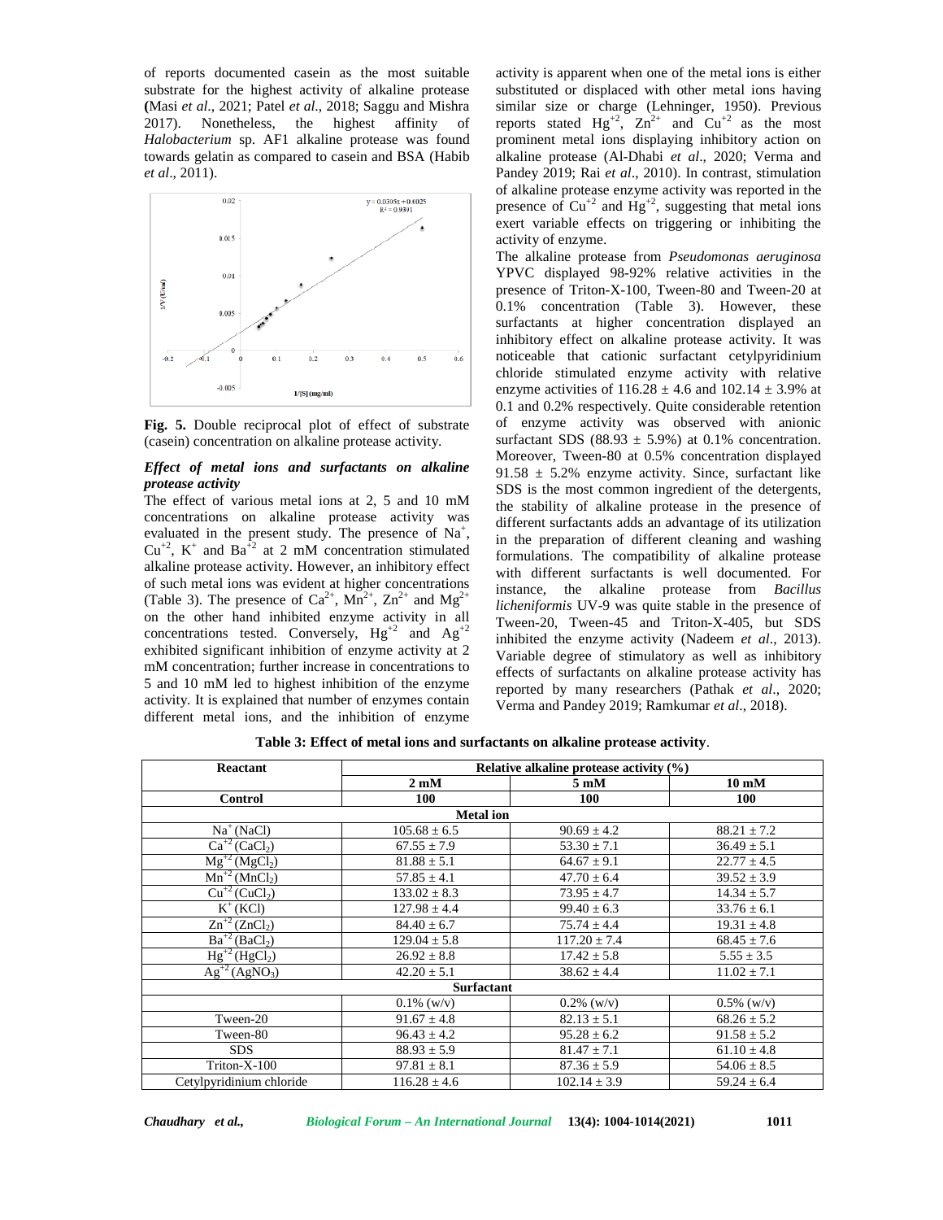of reports documented casein as the most suitable substrate for the highest activity of alkaline protease (Masi *et al*., 2021; Patel *et al*., 2018; Saggu and Mishra 2017). Nonetheless, the highest affinity of *Halobacterium* sp. AF1 alkaline protease was found towards gelatin as compared to casein and BSA (Habib *et al*., 2011).

**Fig. 5.** Double reciprocal plot of effect of substrate (casein) concentration on alkaline protease activity.

### *Effect of metal ions and surfactants on alkaline protease activity*

The effect of various metal ions at 2, 5 and 10 mM concentrations on alkaline protease activity was evaluated in the present study. The presence of $Na^+$, $Cu^{+2}$, $K^+$ and $Ba^{+2}$ at 2 mM concentration stimulated alkaline protease activity. However, an inhibitory effect of such metal ions was evident at higher concentrations (Table 3). The presence of $Ca^{2+}$, $Mn^{2+}$, $Zn^{2+}$ and $Mg^{2+}$ on the other hand inhibited enzyme activity in all concentrations tested. Conversely, $Hg^{+2}$ and $Ag^{+2}$ exhibited significant inhibition of enzyme activity at 2 mM concentration; further increase in concentrations to 5 and 10 mM led to highest inhibition of the enzyme activity. It is explained that number of enzymes contain different metal ions, and the inhibition of enzyme activity is apparent when one of the metal ions is either substituted or displaced with other metal ions having similar size or charge (Lehninger, 1950). Previous reports stated $Hg^{+2}$, $Zn^{2+}$ and $Cu^{+2}$ as the most prominent metal ions displaying inhibitory action on alkaline protease (Al-Dhabi *et al*., 2020; Verma and Pandey 2019; Rai *et al*., 2010). In contrast, stimulation of alkaline protease enzyme activity was reported in the presence of $Cu^{+2}$ and $Hg^{+2}$, suggesting that metal ions exert variable effects on triggering or inhibiting the activity of enzyme.

The alkaline protease from *Pseudomonas aeruginosa* YPVC displayed 98-92% relative activities in the presence of Triton-X-100, Tween-80 and Tween-20 at 0.1% concentration (Table 3). However, these surfactants at higher concentration displayed an inhibitory effect on alkaline protease activity. It was noticeable that cationic surfactant cetylpyridinium chloride stimulated enzyme activity with relative enzyme activities of 116.28 ± 4.6 and 102.14 ± 3.9% at 0.1 and 0.2% respectively. Quite considerable retention of enzyme activity was observed with anionic surfactant SDS (88.93 ± 5.9%) at 0.1% concentration. Moreover, Tween-80 at 0.5% concentration displayed 91.58 ± 5.2% enzyme activity. Since, surfactant like SDS is the most common ingredient of the detergents, the stability of alkaline protease in the presence of different surfactants adds an advantage of its utilization in the preparation of different cleaning and washing formulations. The compatibility of alkaline protease with different surfactants is well documented. For instance, the alkaline protease from *Bacillus licheniformis* UV-9 was quite stable in the presence of Tween-20, Tween-45 and Triton-X-405, but SDS inhibited the enzyme activity (Nadeem *et al*., 2013). Variable degree of stimulatory as well as inhibitory effects of surfactants on alkaline protease activity has reported by many researchers (Pathak *et al*., 2020; Verma and Pandey 2019; Ramkumar *et al*., 2018).

**Table 3: Effect of metal ions and surfactants on alkaline protease activity.**

| Reactant | Relative alkaline protease activity (%) | | |
|---|---|---|---|
| | 2 mM | 5 mM | 10 mM |
| **Control** | **100** | **100** | **100** |
| **Metal ion** | | | |
| $Na^+$ (NaCl) | 105.68 ± 6.5 | 90.69 ± 4.2 | 88.21 ± 7.2 |
| $Ca^{+2}$ ($CaCl_2$) | 67.55 ± 7.9 | 53.30 ± 7.1 | 36.49 ± 5.1 |
| $Mg^{+2}$ ($MgCl_2$) | 81.88 ± 5.1 | 64.67 ± 9.1 | 22.77 ± 4.5 |
| $Mn^{+2}$ ($MnCl_2$) | 57.85 ± 4.1 | 47.70 ± 6.4 | 39.52 ± 3.9 |
| $Cu^{+2}$ ($CuCl_2$) | 133.02 ± 8.3 | 73.95 ± 4.7 | 14.34 ± 5.7 |
| $K^+$ (KCl) | 127.98 ± 4.4 | 99.40 ± 6.3 | 33.76 ± 6.1 |
| $Zn^{+2}$ ($ZnCl_2$) | 84.40 ± 6.7 | 75.74 ± 4.4 | 19.31 ± 4.8 |
| $Ba^{+2}$ ($BaCl_2$) | 129.04 ± 5.8 | 117.20 ± 7.4 | 68.45 ± 7.6 |
| $Hg^{+2}$ ($HgCl_2$) | 26.92 ± 8.8 | 17.42 ± 5.8 | 5.55 ± 3.5 |
| $Ag^{+2}$ ($AgNO_3$) | 42.20 ± 5.1 | 38.62 ± 4.4 | 11.02 ± 7.1 |
| **Surfactant** | | | |
| | 0.1% (w/v) | 0.2% (w/v) | 0.5% (w/v) |
| Tween-20 | 91.67 ± 4.8 | 82.13 ± 5.1 | 68.26 ± 5.2 |
| Tween-80 | 96.43 ± 4.2 | 95.28 ± 6.2 | 91.58 ± 5.2 |
| SDS | 88.93 ± 5.9 | 81.47 ± 7.1 | 61.10 ± 4.8 |
| Triton-X-100 | 97.81 ± 8.1 | 87.36 ± 5.9 | 54.06 ± 8.5 |
| Cetylpyridinium chloride | 116.28 ± 4.6 | 102.14 ± 3.9 | 59.24 ± 6.4 |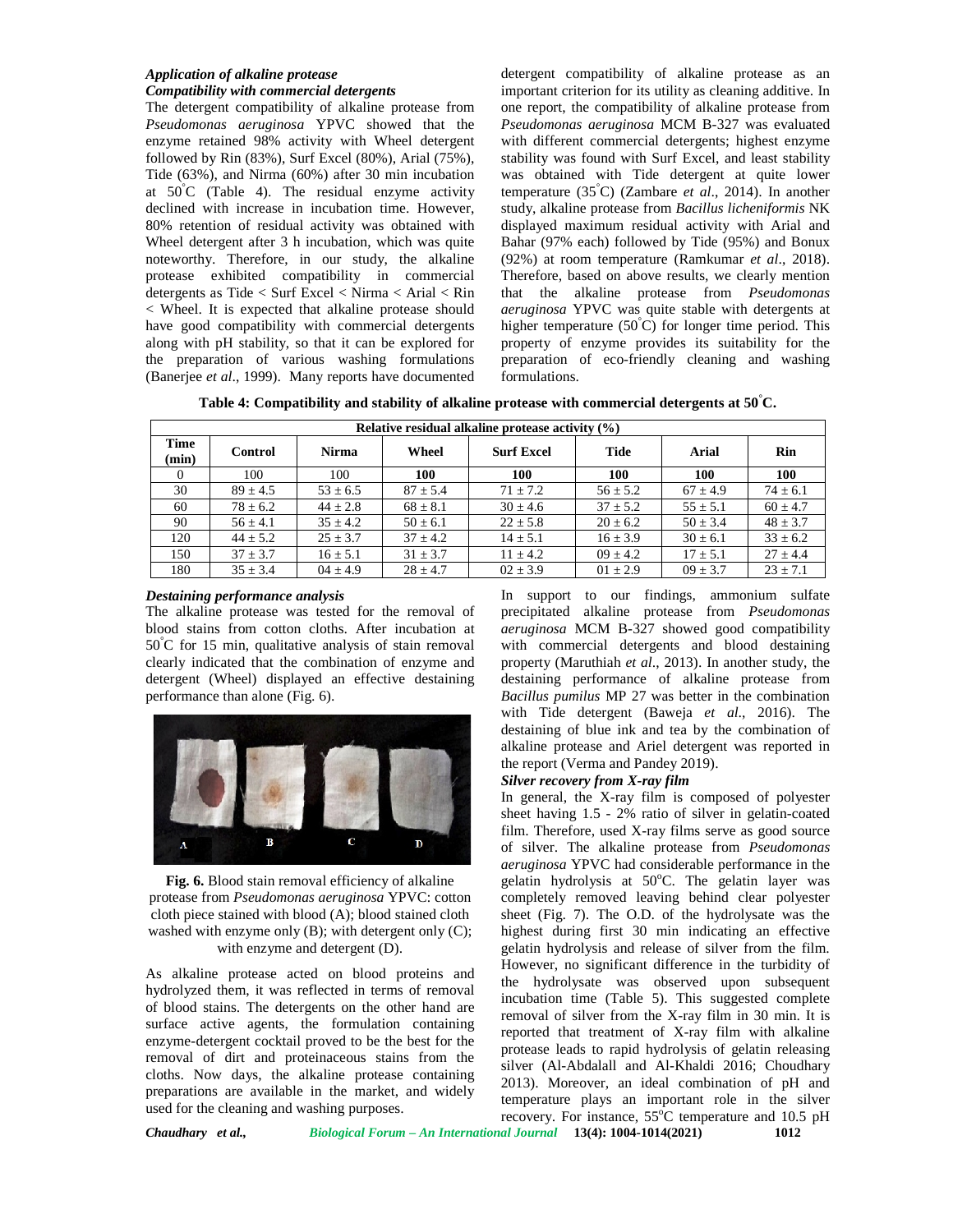### *Application of alkaline protease*

#### *Compatibility with commercial detergents*

The detergent compatibility of alkaline protease from *Pseudomonas aeruginosa* YPVC showed that the enzyme retained 98% activity with Wheel detergent followed by Rin (83%), Surf Excel (80%), Arial (75%), Tide (63%), and Nirma (60%) after 30 min incubation at 50°C (Table 4). The residual enzyme activity declined with increase in incubation time. However, 80% retention of residual activity was obtained with Wheel detergent after 3 h incubation, which was quite noteworthy. Therefore, in our study, the alkaline protease exhibited compatibility in commercial detergents as Tide < Surf Excel < Nirma < Arial < Rin < Wheel. It is expected that alkaline protease should have good compatibility with commercial detergents along with pH stability, so that it can be explored for the preparation of various washing formulations (Banerjee *et al*., 1999). Many reports have documented detergent compatibility of alkaline protease as an important criterion for its utility as cleaning additive. In one report, the compatibility of alkaline protease from *Pseudomonas aeruginosa* MCM B-327 was evaluated with different commercial detergents; highest enzyme stability was found with Surf Excel, and least stability was obtained with Tide detergent at quite lower temperature (35°C) (Zambare *et al*., 2014). In another study, alkaline protease from *Bacillus licheniformis* NK displayed maximum residual activity with Arial and Bahar (97% each) followed by Tide (95%) and Bonux (92%) at room temperature (Ramkumar *et al*., 2018). Therefore, based on above results, we clearly mention that the alkaline protease from *Pseudomonas aeruginosa* YPVC was quite stable with detergents at higher temperature (50°C) for longer time period. This property of enzyme provides its suitability for the preparation of eco-friendly cleaning and washing formulations.

**Table 4: Compatibility and stability of alkaline protease with commercial detergents at 50°C.**

| | Relative residual alkaline protease activity (%) | | | | | | |
|---|---|---|---|---|---|---|---|
| **Time (min)** | **Control** | **Nirma** | **Wheel** | **Surf Excel** | **Tide** | **Arial** | **Rin** |
| 0 | 100 | 100 | **100** | **100** | **100** | **100** | **100** |
| 30 | 89 ± 4.5 | 53 ± 6.5 | 87 ± 5.4 | 71 ± 7.2 | 56 ± 5.2 | 67 ± 4.9 | 74 ± 6.1 |
| 60 | 78 ± 6.2 | 44 ± 2.8 | 68 ± 8.1 | 30 ± 4.6 | 37 ± 5.2 | 55 ± 5.1 | 60 ± 4.7 |
| 90 | 56 ± 4.1 | 35 ± 4.2 | 50 ± 6.1 | 22 ± 5.8 | 20 ± 6.2 | 50 ± 3.4 | 48 ± 3.7 |
| 120 | 44 ± 5.2 | 25 ± 3.7 | 37 ± 4.2 | 14 ± 5.1 | 16 ± 3.9 | 30 ± 6.1 | 33 ± 6.2 |
| 150 | 37 ± 3.7 | 16 ± 5.1 | 31 ± 3.7 | 11 ± 4.2 | 09 ± 4.2 | 17 ± 5.1 | 27 ± 4.4 |
| 180 | 35 ± 3.4 | 04 ± 4.9 | 28 ± 4.7 | 02 ± 3.9 | 01 ± 2.9 | 09 ± 3.7 | 23 ± 7.1 |

#### *Destaining performance analysis*

The alkaline protease was tested for the removal of blood stains from cotton cloths. After incubation at 50°C for 15 min, qualitative analysis of stain removal clearly indicated that the combination of enzyme and detergent (Wheel) displayed an effective destaining performance than alone (Fig. 6).

**Fig. 6.** Blood stain removal efficiency of alkaline protease from *Pseudomonas aeruginosa* YPVC: cotton cloth piece stained with blood (A); blood stained cloth washed with enzyme only (B); with detergent only (C); with enzyme and detergent (D).

As alkaline protease acted on blood proteins and hydrolyzed them, it was reflected in terms of removal of blood stains. The detergents on the other hand are surface active agents, the formulation containing enzyme-detergent cocktail proved to be the best for the removal of dirt and proteinaceous stains from the cloths. Now days, the alkaline protease containing preparations are available in the market, and widely used for the cleaning and washing purposes.

In support to our findings, ammonium sulfate precipitated alkaline protease from *Pseudomonas aeruginosa* MCM B-327 showed good compatibility with commercial detergents and blood destaining property (Maruthiah *et al*., 2013). In another study, the destaining performance of alkaline protease from *Bacillus pumilus* MP 27 was better in the combination with Tide detergent (Baweja *et al*., 2016). The destaining of blue ink and tea by the combination of alkaline protease and Ariel detergent was reported in the report (Verma and Pandey 2019).

#### *Silver recovery from X-ray film*

In general, the X-ray film is composed of polyester sheet having 1.5 - 2% ratio of silver in gelatin-coated film. Therefore, used X-ray films serve as good source of silver. The alkaline protease from *Pseudomonas aeruginosa* YPVC had considerable performance in the gelatin hydrolysis at 50°C. The gelatin layer was completely removed leaving behind clear polyester sheet (Fig. 7). The O.D. of the hydrolysate was the highest during first 30 min indicating an effective gelatin hydrolysis and release of silver from the film. However, no significant difference in the turbidity of the hydrolysate was observed upon subsequent incubation time (Table 5). This suggested complete removal of silver from the X-ray film in 30 min. It is reported that treatment of X-ray film with alkaline protease leads to rapid hydrolysis of gelatin releasing silver (Al-Abdalall and Al-Khaldi 2016; Choudhary 2013). Moreover, an ideal combination of pH and temperature plays an important role in the silver recovery. For instance, 55°C temperature and 10.5 pH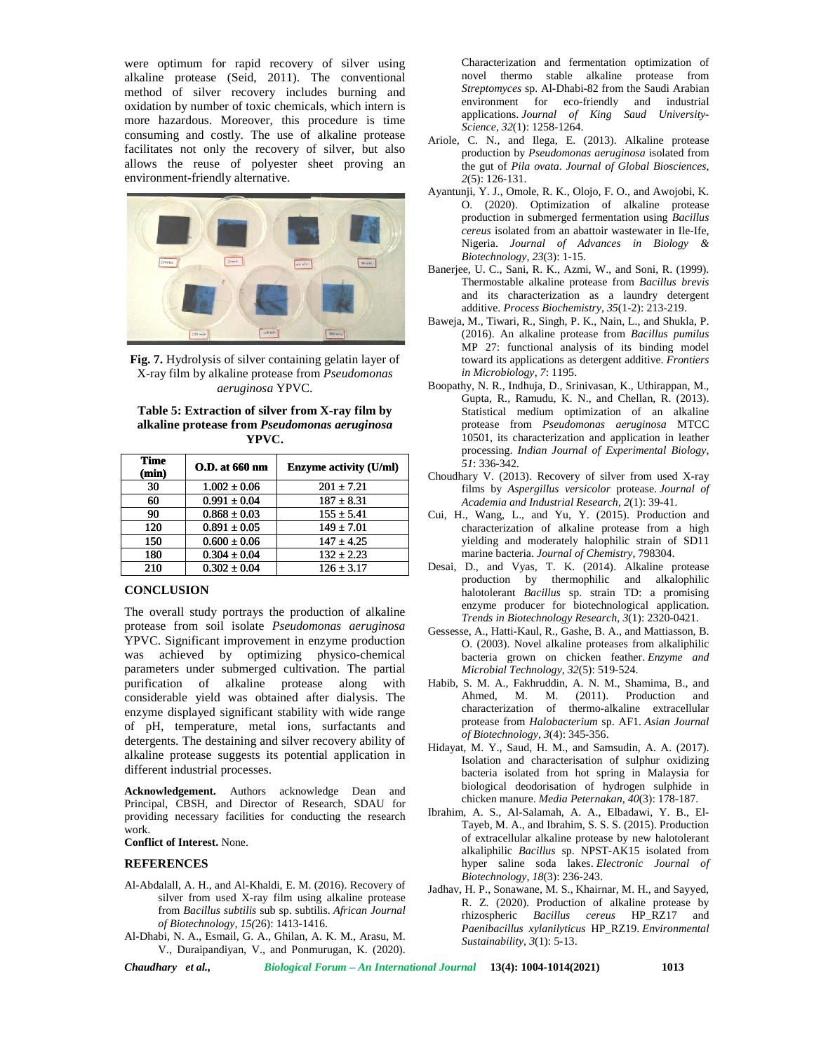were optimum for rapid recovery of silver using alkaline protease (Seid, 2011). The conventional method of silver recovery includes burning and oxidation by number of toxic chemicals, which intern is more hazardous. Moreover, this procedure is time consuming and costly. The use of alkaline protease facilitates not only the recovery of silver, but also allows the reuse of polyester sheet proving an environment-friendly alternative.

**Fig. 7.** Hydrolysis of silver containing gelatin layer of X-ray film by alkaline protease from *Pseudomonas aeruginosa* YPVC.

**Table 5: Extraction of silver from X-ray film by alkaline protease from *Pseudomonas aeruginosa* YPVC.**

| Time (min) | O.D. at 660 nm | Enzyme activity (U/ml) |
|---|---|---|
| 30 | 1.002 ± 0.06 | 201 ± 7.21 |
| 60 | 0.991 ± 0.04 | 187 ± 8.31 |
| 90 | 0.868 ± 0.03 | 155 ± 5.41 |
| 120 | 0.891 ± 0.05 | 149 ± 7.01 |
| 150 | 0.600 ± 0.06 | 147 ± 4.25 |
| 180 | 0.304 ± 0.04 | 132 ± 2.23 |
| 210 | 0.302 ± 0.04 | 126 ± 3.17 |

## CONCLUSION

The overall study portrays the production of alkaline protease from soil isolate *Pseudomonas aeruginosa* YPVC. Significant improvement in enzyme production was achieved by optimizing physico-chemical parameters under submerged cultivation. The partial purification of alkaline protease along with considerable yield was obtained after dialysis. The enzyme displayed significant stability with wide range of pH, temperature, metal ions, surfactants and detergents. The destaining and silver recovery ability of alkaline protease suggests its potential application in different industrial processes.

**Acknowledgement.** Authors acknowledge Dean and Principal, CBSH, and Director of Research, SDAU for providing necessary facilities for conducting the research work.

**Conflict of Interest.** None.

## REFERENCES

Al-Abdalall, A. H., and Al-Khaldi, E. M. (2016). Recovery of silver from used X-ray film using alkaline protease from *Bacillus subtilis* sub sp. subtilis. *African Journal of Biotechnology*, *15(*26): 1413-1416.

Al-Dhabi, N. A., Esmail, G. A., Ghilan, A. K. M., Arasu, M. V., Duraipandiyan, V., and Ponmurugan, K. (2020). Characterization and fermentation optimization of novel thermo stable alkaline protease from *Streptomyces* sp. Al-Dhabi-82 from the Saudi Arabian environment for eco-friendly and industrial applications. *Journal of King Saud University-Science*, *32*(1): 1258-1264.

Ariole, C. N., and Ilega, E. (2013). Alkaline protease production by *Pseudomonas aeruginosa* isolated from the gut of *Pila ovata*. *Journal of Global Biosciences*, *2*(5): 126-131.

Ayantunji, Y. J., Omole, R. K., Olojo, F. O., and Awojobi, K. O. (2020). Optimization of alkaline protease production in submerged fermentation using *Bacillus cereus* isolated from an abattoir wastewater in Ile-Ife, Nigeria. *Journal of Advances in Biology & Biotechnology*, *23*(3): 1-15.

Banerjee, U. C., Sani, R. K., Azmi, W., and Soni, R. (1999). Thermostable alkaline protease from *Bacillus brevis* and its characterization as a laundry detergent additive. *Process Biochemistry*, *35*(1-2): 213-219.

Baweja, M., Tiwari, R., Singh, P. K., Nain, L., and Shukla, P. (2016). An alkaline protease from *Bacillus pumilus* MP 27: functional analysis of its binding model toward its applications as detergent additive. *Frontiers in Microbiology*, *7*: 1195.

Boopathy, N. R., Indhuja, D., Srinivasan, K., Uthirappan, M., Gupta, R., Ramudu, K. N., and Chellan, R. (2013). Statistical medium optimization of an alkaline protease from *Pseudomonas aeruginosa* MTCC 10501, its characterization and application in leather processing. *Indian Journal of Experimental Biology*, *51*: 336-342.

Choudhary V. (2013). Recovery of silver from used X-ray films by *Aspergillus versicolor* protease. *Journal of Academia and Industrial Research*, *2*(1): 39-41.

Cui, H., Wang, L., and Yu, Y. (2015). Production and characterization of alkaline protease from a high yielding and moderately halophilic strain of SD11 marine bacteria. *Journal of Chemistry*, 798304.

Desai, D., and Vyas, T. K. (2014). Alkaline protease production by thermophilic and alkalophilic halotolerant *Bacillus* sp. strain TD: a promising enzyme producer for biotechnological application. *Trends in Biotechnology Research*, *3*(1): 2320-0421.

Gessesse, A., Hatti-Kaul, R., Gashe, B. A., and Mattiasson, B. O. (2003). Novel alkaline proteases from alkaliphilic bacteria grown on chicken feather. *Enzyme and Microbial Technology*, *32*(5): 519-524.

Habib, S. M. A., Fakhruddin, A. N. M., Shamima, B., and Ahmed, M. M. (2011). Production and characterization of thermo-alkaline extracellular protease from *Halobacterium* sp. AF1. *Asian Journal of Biotechnology*, *3*(4): 345-356.

Hidayat, M. Y., Saud, H. M., and Samsudin, A. A. (2017). Isolation and characterisation of sulphur oxidizing bacteria isolated from hot spring in Malaysia for biological deodorisation of hydrogen sulphide in chicken manure. *Media Peternakan*, *40*(3): 178-187.

Ibrahim, A. S., Al-Salamah, A. A., Elbadawi, Y. B., El-Tayeb, M. A., and Ibrahim, S. S. S. (2015). Production of extracellular alkaline protease by new halotolerant alkaliphilic *Bacillus* sp. NPST-AK15 isolated from hyper saline soda lakes. *Electronic Journal of Biotechnology*, *18*(3): 236-243.

Jadhav, H. P., Sonawane, M. S., Khairnar, M. H., and Sayyed, R. Z. (2020). Production of alkaline protease by rhizospheric *Bacillus cereus* HP_RZ17 and *Paenibacillus xylanilyticus* HP_RZ19. *Environmental Sustainability*, *3*(1): 5-13.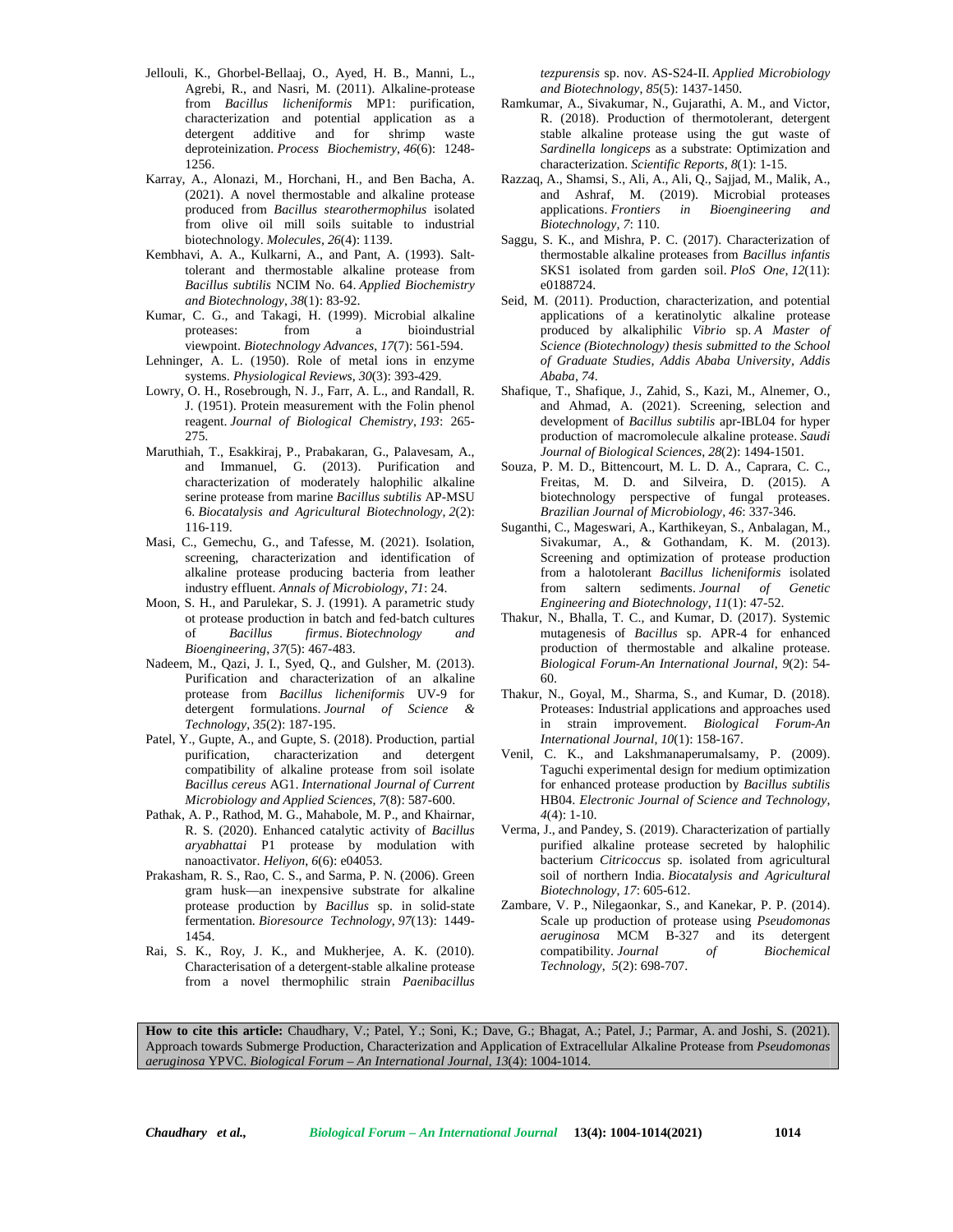Jellouli, K., Ghorbel-Bellaaj, O., Ayed, H. B., Manni, L., Agrebi, R., and Nasri, M. (2011). Alkaline-protease from *Bacillus licheniformis* MP1: purification, characterization and potential application as a detergent additive and for shrimp waste deproteinization. *Process Biochemistry*, *46*(6): 1248-1256.

Karray, A., Alonazi, M., Horchani, H., and Ben Bacha, A. (2021). A novel thermostable and alkaline protease produced from *Bacillus stearothermophilus* isolated from olive oil mill soils suitable to industrial biotechnology. *Molecules*, *26*(4): 1139.

Kembhavi, A. A., Kulkarni, A., and Pant, A. (1993). Salt-tolerant and thermostable alkaline protease from *Bacillus subtilis* NCIM No. 64. *Applied Biochemistry and Biotechnology*, *38*(1): 83-92.

Kumar, C. G., and Takagi, H. (1999). Microbial alkaline proteases: from a bioindustrial viewpoint. *Biotechnology Advances*, *17*(7): 561-594.

Lehninger, A. L. (1950). Role of metal ions in enzyme systems. *Physiological Reviews*, *30*(3): 393-429.

Lowry, O. H., Rosebrough, N. J., Farr, A. L., and Randall, R. J. (1951). Protein measurement with the Folin phenol reagent. *Journal of Biological Chemistry*, *193*: 265-275.

Maruthiah, T., Esakkiraj, P., Prabakaran, G., Palavesam, A., and Immanuel, G. (2013). Purification and characterization of moderately halophilic alkaline serine protease from marine *Bacillus subtilis* AP-MSU 6. *Biocatalysis and Agricultural Biotechnology*, *2*(2): 116-119.

Masi, C., Gemechu, G., and Tafesse, M. (2021). Isolation, screening, characterization and identification of alkaline protease producing bacteria from leather industry effluent. *Annals of Microbiology*, *71*: 24.

Moon, S. H., and Parulekar, S. J. (1991). A parametric study ot protease production in batch and fed-batch cultures of *Bacillus firmus*. *Biotechnology and Bioengineering*, *37*(5): 467-483.

Nadeem, M., Qazi, J. I., Syed, Q., and Gulsher, M. (2013). Purification and characterization of an alkaline protease from *Bacillus licheniformis* UV-9 for detergent formulations. *Journal of Science & Technology*, *35*(2): 187-195.

Patel, Y., Gupte, A., and Gupte, S. (2018). Production, partial purification, characterization and detergent compatibility of alkaline protease from soil isolate *Bacillus cereus* AG1. *International Journal of Current Microbiology and Applied Sciences*, *7*(8): 587-600.

Pathak, A. P., Rathod, M. G., Mahabole, M. P., and Khairnar, R. S. (2020). Enhanced catalytic activity of *Bacillus aryabhattai* P1 protease by modulation with nanoactivator. *Heliyon*, *6*(6): e04053.

Prakasham, R. S., Rao, C. S., and Sarma, P. N. (2006). Green gram husk—an inexpensive substrate for alkaline protease production by *Bacillus* sp. in solid-state fermentation. *Bioresource Technology*, *97*(13): 1449-1454.

Rai, S. K., Roy, J. K., and Mukherjee, A. K. (2010). Characterisation of a detergent-stable alkaline protease from a novel thermophilic strain *Paenibacillus tezpurensis* sp. nov. AS-S24-II. *Applied Microbiology and Biotechnology*, *85*(5): 1437-1450.

Ramkumar, A., Sivakumar, N., Gujarathi, A. M., and Victor, R. (2018). Production of thermotolerant, detergent stable alkaline protease using the gut waste of *Sardinella longiceps* as a substrate: Optimization and characterization. *Scientific Reports*, *8*(1): 1-15.

Razzaq, A., Shamsi, S., Ali, A., Ali, Q., Sajjad, M., Malik, A., and Ashraf, M. (2019). Microbial proteases applications. *Frontiers in Bioengineering and Biotechnology*, *7*: 110.

Saggu, S. K., and Mishra, P. C. (2017). Characterization of thermostable alkaline proteases from *Bacillus infantis* SKS1 isolated from garden soil. *PloS One*, *12*(11): e0188724.

Seid, M. (2011). Production, characterization, and potential applications of a keratinolytic alkaline protease produced by alkaliphilic *Vibrio* sp. *A Master of Science (Biotechnology) thesis submitted to the School of Graduate Studies, Addis Ababa University, Addis Ababa*, *74*.

Shafique, T., Shafique, J., Zahid, S., Kazi, M., Alnemer, O., and Ahmad, A. (2021). Screening, selection and development of *Bacillus subtilis* apr-IBL04 for hyper production of macromolecule alkaline protease. *Saudi Journal of Biological Sciences*, *28*(2): 1494-1501.

Souza, P. M. D., Bittencourt, M. L. D. A., Caprara, C. C., Freitas, M. D. and Silveira, D. (2015). A biotechnology perspective of fungal proteases. *Brazilian Journal of Microbiology*, *46*: 337-346.

Suganthi, C., Mageswari, A., Karthikeyan, S., Anbalagan, M., Sivakumar, A., & Gothandam, K. M. (2013). Screening and optimization of protease production from a halotolerant *Bacillus licheniformis* isolated from saltern sediments. *Journal of Genetic Engineering and Biotechnology*, *11*(1): 47-52.

Thakur, N., Bhalla, T. C., and Kumar, D. (2017). Systemic mutagenesis of *Bacillus* sp. APR-4 for enhanced production of thermostable and alkaline protease. *Biological Forum-An International Journal*, *9*(2): 54-60.

Thakur, N., Goyal, M., Sharma, S., and Kumar, D. (2018). Proteases: Industrial applications and approaches used in strain improvement. *Biological Forum-An International Journal*, *10*(1): 158-167.

Venil, C. K., and Lakshmanaperumalsamy, P. (2009). Taguchi experimental design for medium optimization for enhanced protease production by *Bacillus subtilis* HB04. *Electronic Journal of Science and Technology*, *4*(4): 1-10.

Verma, J., and Pandey, S. (2019). Characterization of partially purified alkaline protease secreted by halophilic bacterium *Citricoccus* sp. isolated from agricultural soil of northern India. *Biocatalysis and Agricultural Biotechnology*, *17*: 605-612.

Zambare, V. P., Nilegaonkar, S., and Kanekar, P. P. (2014). Scale up production of protease using *Pseudomonas aeruginosa* MCM B-327 and its detergent compatibility. *Journal of Biochemical Technology*, *5*(2): 698-707.

**How to cite this article:** Chaudhary, V.; Patel, Y.; Soni, K.; Dave, G.; Bhagat, A.; Patel, J.; Parmar, A. and Joshi, S. (2021). Approach towards Submerge Production, Characterization and Application of Extracellular Alkaline Protease from *Pseudomonas aeruginosa* YPVC. *Biological Forum – An International Journal*, *13*(4): 1004-1014.